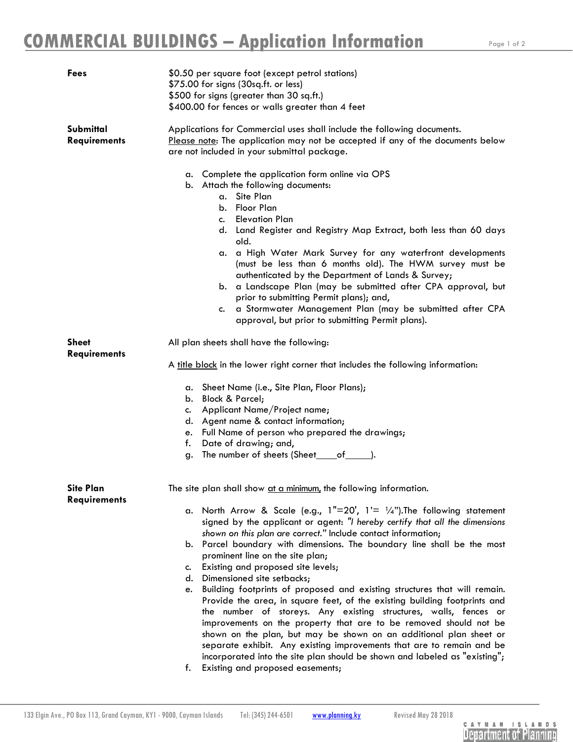# COMMERCIAL BUILDINGS – Application Information

**Fees**

$0.50 per square foot (except petrol stations)
$75.00 for signs (30sq.ft. or less)
$500 for signs (greater than 30 sq.ft.)
$400.00 for fences or walls greater than 4 feet

**Submittal Requirements**

Applications for Commercial uses shall include the following documents.
Please note: The application may not be accepted if any of the documents below are not included in your submittal package.

a. Complete the application form online via OPS
b. Attach the following documents:
   a. Site Plan
   b. Floor Plan
   c. Elevation Plan
   d. Land Register and Registry Map Extract, both less than 60 days old.
   a. a High Water Mark Survey for any waterfront developments (must be less than 6 months old). The HWM survey must be authenticated by the Department of Lands & Survey;
   b. a Landscape Plan (may be submitted after CPA approval, but prior to submitting Permit plans); and,
   c. a Stormwater Management Plan (may be submitted after CPA approval, but prior to submitting Permit plans).

**Sheet Requirements**

All plan sheets shall have the following:

A title block in the lower right corner that includes the following information:

a. Sheet Name (i.e., Site Plan, Floor Plans);
b. Block & Parcel;
c. Applicant Name/Project name;
d. Agent name & contact information;
e. Full Name of person who prepared the drawings;
f. Date of drawing; and,
g. The number of sheets (Sheet\_\_\_\_of\_\_\_\_\_).

**Site Plan Requirements**

The site plan shall show at a minimum, the following information.

a. North Arrow & Scale (e.g., 1"=20', 1'= ¼").The following statement signed by the applicant or agent: *"I hereby certify that all the dimensions shown on this plan are correct."* Include contact information;
b. Parcel boundary with dimensions. The boundary line shall be the most prominent line on the site plan;
c. Existing and proposed site levels;
d. Dimensioned site setbacks;
e. Building footprints of proposed and existing structures that will remain. Provide the area, in square feet, of the existing building footprints and the number of storeys. Any existing structures, walls, fences or improvements on the property that are to be removed should not be shown on the plan, but may be shown on an additional plan sheet or separate exhibit. Any existing improvements that are to remain and be incorporated into the site plan should be shown and labeled as "existing";
f. Existing and proposed easements;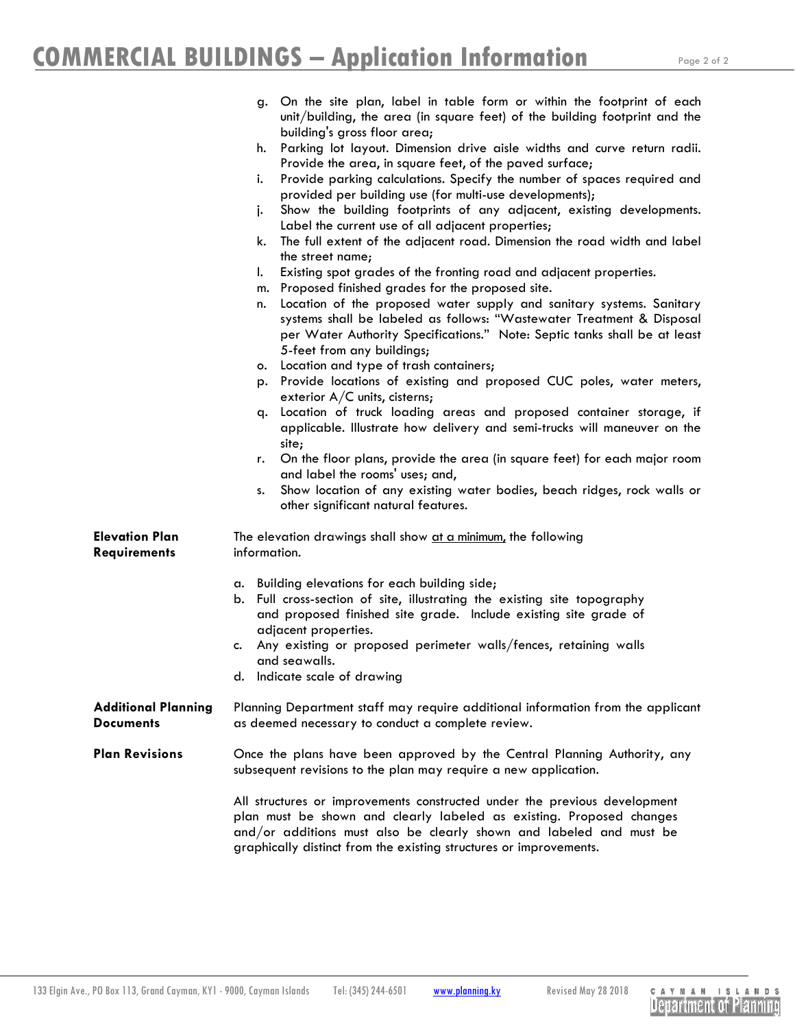g. On the site plan, label in table form or within the footprint of each unit/building, the area (in square feet) of the building footprint and the building's gross floor area;
h. Parking lot layout. Dimension drive aisle widths and curve return radii. Provide the area, in square feet, of the paved surface;
i. Provide parking calculations. Specify the number of spaces required and provided per building use (for multi-use developments);
j. Show the building footprints of any adjacent, existing developments. Label the current use of all adjacent properties;
k. The full extent of the adjacent road. Dimension the road width and label the street name;
l. Existing spot grades of the fronting road and adjacent properties.
m. Proposed finished grades for the proposed site.
n. Location of the proposed water supply and sanitary systems. Sanitary systems shall be labeled as follows: "Wastewater Treatment & Disposal per Water Authority Specifications." Note: Septic tanks shall be at least 5-feet from any buildings;
o. Location and type of trash containers;
p. Provide locations of existing and proposed CUC poles, water meters, exterior A/C units, cisterns;
q. Location of truck loading areas and proposed container storage, if applicable. Illustrate how delivery and semi-trucks will maneuver on the site;
r. On the floor plans, provide the area (in square feet) for each major room and label the rooms' uses; and,
s. Show location of any existing water bodies, beach ridges, rock walls or other significant natural features.

**Elevation Plan Requirements**

The elevation drawings shall show at a minimum, the following information.

a. Building elevations for each building side;
b. Full cross-section of site, illustrating the existing site topography and proposed finished site grade. Include existing site grade of adjacent properties.
c. Any existing or proposed perimeter walls/fences, retaining walls and seawalls.
d. Indicate scale of drawing

**Additional Planning Documents**

Planning Department staff may require additional information from the applicant as deemed necessary to conduct a complete review.

**Plan Revisions**

Once the plans have been approved by the Central Planning Authority, any subsequent revisions to the plan may require a new application.

All structures or improvements constructed under the previous development plan must be shown and clearly labeled as existing. Proposed changes and/or additions must also be clearly shown and labeled and must be graphically distinct from the existing structures or improvements.